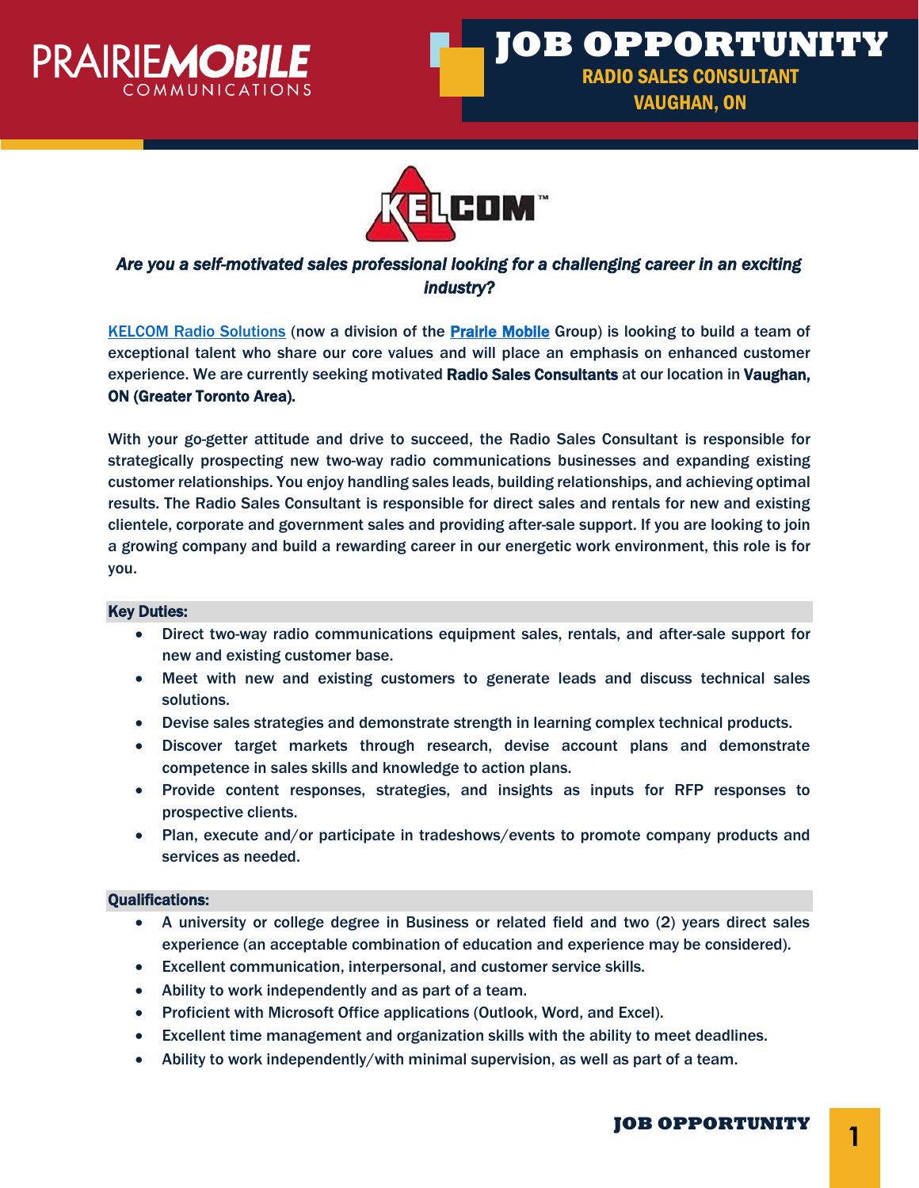# JOB OPPORTUNITY

## RADIO SALES CONSULTANT
## VAUGHAN, ON

***Are you a self-motivated sales professional looking for a challenging career in an exciting industry?***

KELCOM Radio Solutions (now a division of the **Prairie Mobile** Group) is looking to build a team of exceptional talent who share our core values and will place an emphasis on enhanced customer experience. We are currently seeking motivated **Radio Sales Consultants** at our location in **Vaughan, ON (Greater Toronto Area).**

With your go-getter attitude and drive to succeed, the Radio Sales Consultant is responsible for strategically prospecting new two-way radio communications businesses and expanding existing customer relationships. You enjoy handling sales leads, building relationships, and achieving optimal results. The Radio Sales Consultant is responsible for direct sales and rentals for new and existing clientele, corporate and government sales and providing after-sale support. If you are looking to join a growing company and build a rewarding career in our energetic work environment, this role is for you.

**Key Duties:**

- Direct two-way radio communications equipment sales, rentals, and after-sale support for new and existing customer base.
- Meet with new and existing customers to generate leads and discuss technical sales solutions.
- Devise sales strategies and demonstrate strength in learning complex technical products.
- Discover target markets through research, devise account plans and demonstrate competence in sales skills and knowledge to action plans.
- Provide content responses, strategies, and insights as inputs for RFP responses to prospective clients.
- Plan, execute and/or participate in tradeshows/events to promote company products and services as needed.

**Qualifications:**

- A university or college degree in Business or related field and two (2) years direct sales experience (an acceptable combination of education and experience may be considered).
- Excellent communication, interpersonal, and customer service skills.
- Ability to work independently and as part of a team.
- Proficient with Microsoft Office applications (Outlook, Word, and Excel).
- Excellent time management and organization skills with the ability to meet deadlines.
- Ability to work independently/with minimal supervision, as well as part of a team.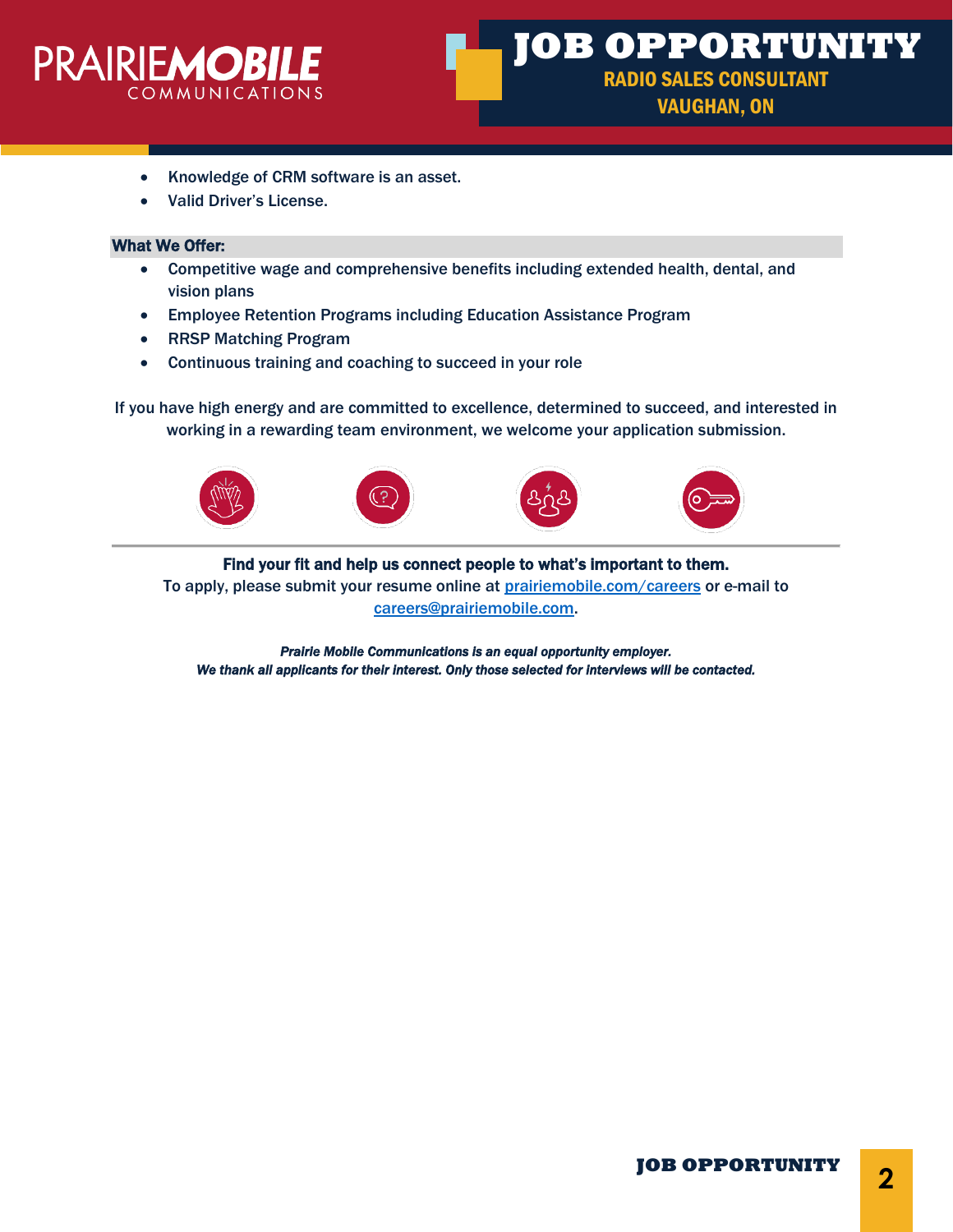- Knowledge of CRM software is an asset.
- Valid Driver's License.

**What We Offer:**

- Competitive wage and comprehensive benefits including extended health, dental, and vision plans
- Employee Retention Programs including Education Assistance Program
- RRSP Matching Program
- Continuous training and coaching to succeed in your role

If you have high energy and are committed to excellence, determined to succeed, and interested in working in a rewarding team environment, we welcome your application submission.

**Find your fit and help us connect people to what's important to them.**
To apply, please submit your resume online at [prairiemobile.com/careers](prairiemobile.com/careers) or e-mail to [careers@prairiemobile.com](mailto:careers@prairiemobile.com).

***Prairie Mobile Communications is an equal opportunity employer.***
***We thank all applicants for their interest. Only those selected for interviews will be contacted.***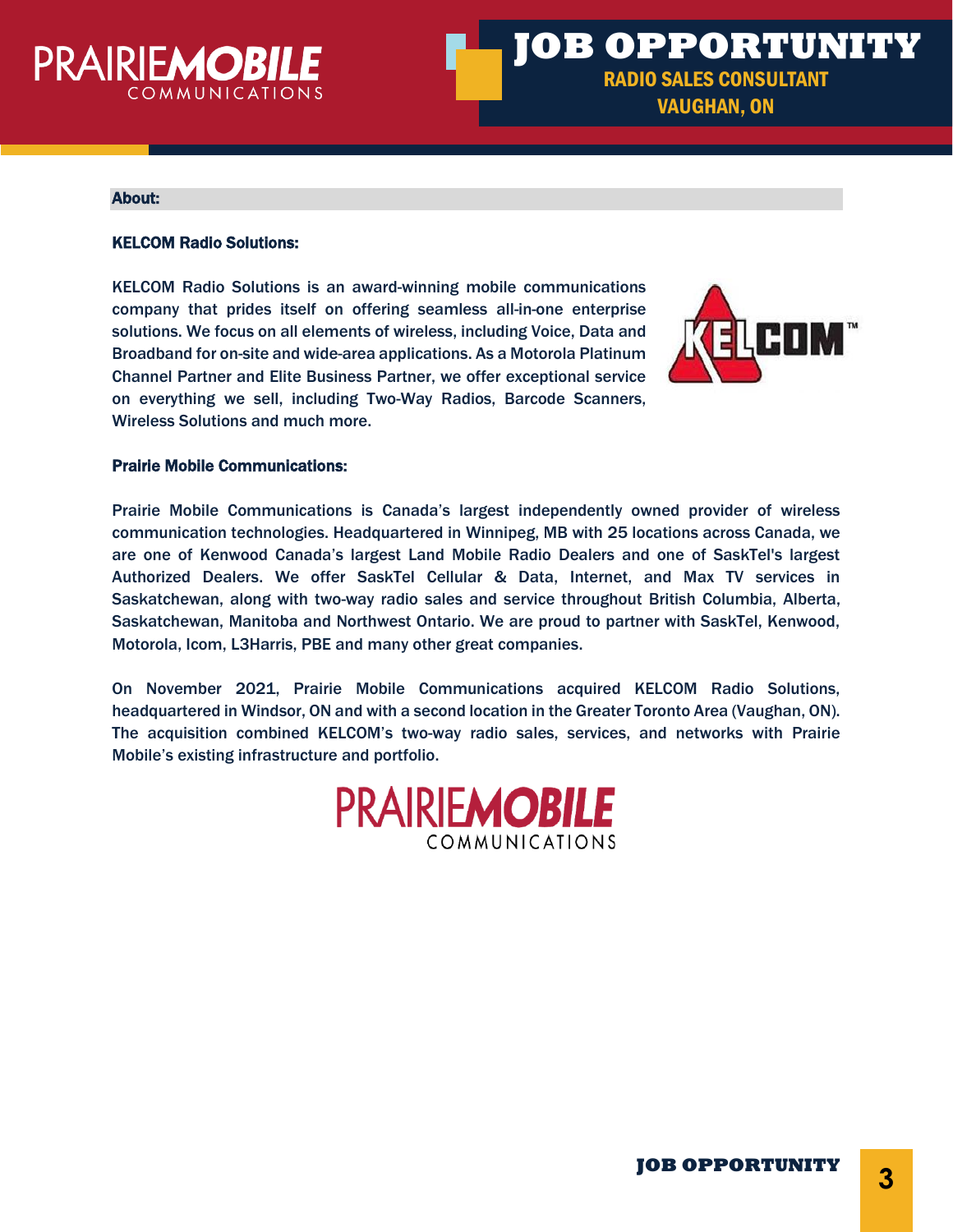# JOB OPPORTUNITY

## RADIO SALES CONSULTANT
## VAUGHAN, ON

### About:

**KELCOM Radio Solutions:**

KELCOM Radio Solutions is an award-winning mobile communications company that prides itself on offering seamless all-in-one enterprise solutions. We focus on all elements of wireless, including Voice, Data and Broadband for on-site and wide-area applications. As a Motorola Platinum Channel Partner and Elite Business Partner, we offer exceptional service on everything we sell, including Two-Way Radios, Barcode Scanners, Wireless Solutions and much more.

**Prairie Mobile Communications:**

Prairie Mobile Communications is Canada's largest independently owned provider of wireless communication technologies. Headquartered in Winnipeg, MB with 25 locations across Canada, we are one of Kenwood Canada's largest Land Mobile Radio Dealers and one of SaskTel's largest Authorized Dealers. We offer SaskTel Cellular & Data, Internet, and Max TV services in Saskatchewan, along with two-way radio sales and service throughout British Columbia, Alberta, Saskatchewan, Manitoba and Northwest Ontario. We are proud to partner with SaskTel, Kenwood, Motorola, Icom, L3Harris, PBE and many other great companies.

On November 2021, Prairie Mobile Communications acquired KELCOM Radio Solutions, headquartered in Windsor, ON and with a second location in the Greater Toronto Area (Vaughan, ON). The acquisition combined KELCOM's two-way radio sales, services, and networks with Prairie Mobile's existing infrastructure and portfolio.